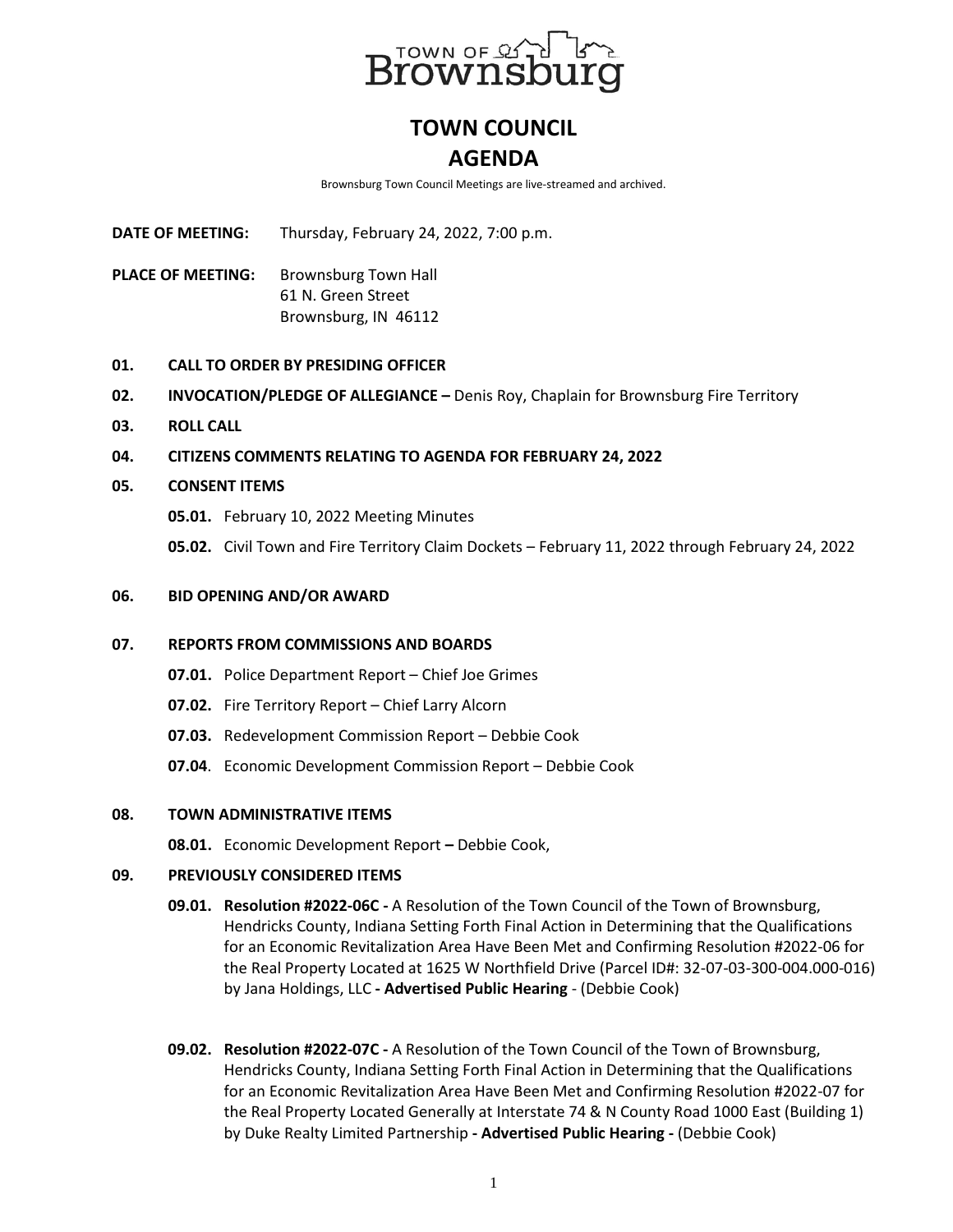TOWN OF Brownsburg

# TOWN COUNCIL
# AGENDA

Brownsburg Town Council Meetings are live-streamed and archived.

**DATE OF MEETING:** Thursday, February 24, 2022, 7:00 p.m.

**PLACE OF MEETING:** Brownsburg Town Hall
61 N. Green Street
Brownsburg, IN 46112

**01. CALL TO ORDER BY PRESIDING OFFICER**

**02. INVOCATION/PLEDGE OF ALLEGIANCE –** Denis Roy, Chaplain for Brownsburg Fire Territory

**03. ROLL CALL**

**04. CITIZENS COMMENTS RELATING TO AGENDA FOR FEBRUARY 24, 2022**

**05. CONSENT ITEMS**

- **05.01.** February 10, 2022 Meeting Minutes
- **05.02.** Civil Town and Fire Territory Claim Dockets – February 11, 2022 through February 24, 2022

**06. BID OPENING AND/OR AWARD**

**07. REPORTS FROM COMMISSIONS AND BOARDS**

- **07.01.** Police Department Report – Chief Joe Grimes
- **07.02.** Fire Territory Report – Chief Larry Alcorn
- **07.03.** Redevelopment Commission Report – Debbie Cook
- **07.04**. Economic Development Commission Report – Debbie Cook

**08. TOWN ADMINISTRATIVE ITEMS**

- **08.01.** Economic Development Report **–** Debbie Cook,

**09. PREVIOUSLY CONSIDERED ITEMS**

- **09.01. Resolution #2022-06C -** A Resolution of the Town Council of the Town of Brownsburg, Hendricks County, Indiana Setting Forth Final Action in Determining that the Qualifications for an Economic Revitalization Area Have Been Met and Confirming Resolution #2022-06 for the Real Property Located at 1625 W Northfield Drive (Parcel ID#: 32-07-03-300-004.000-016) by Jana Holdings, LLC **- Advertised Public Hearing** - (Debbie Cook)

- **09.02. Resolution #2022-07C -** A Resolution of the Town Council of the Town of Brownsburg, Hendricks County, Indiana Setting Forth Final Action in Determining that the Qualifications for an Economic Revitalization Area Have Been Met and Confirming Resolution #2022-07 for the Real Property Located Generally at Interstate 74 & N County Road 1000 East (Building 1) by Duke Realty Limited Partnership **- Advertised Public Hearing -** (Debbie Cook)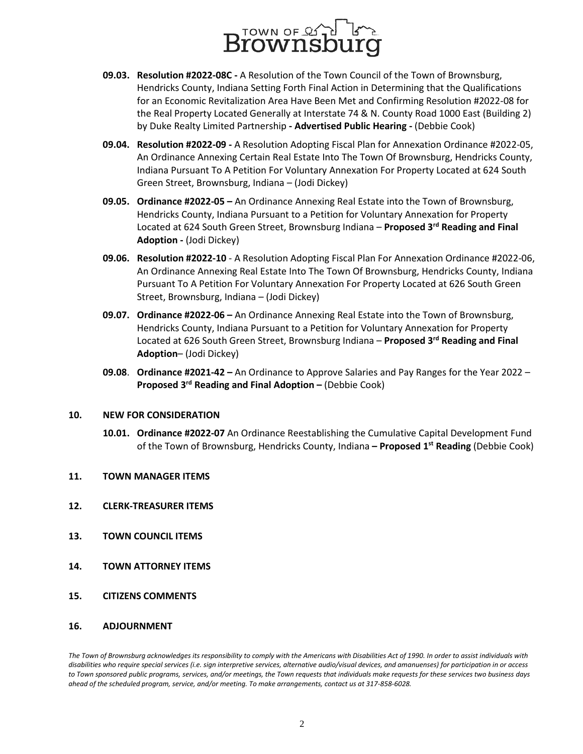- **09.03. Resolution #2022-08C -** A Resolution of the Town Council of the Town of Brownsburg, Hendricks County, Indiana Setting Forth Final Action in Determining that the Qualifications for an Economic Revitalization Area Have Been Met and Confirming Resolution #2022-08 for the Real Property Located Generally at Interstate 74 & N. County Road 1000 East (Building 2) by Duke Realty Limited Partnership **- Advertised Public Hearing -** (Debbie Cook)
- **09.04. Resolution #2022-09 -** A Resolution Adopting Fiscal Plan for Annexation Ordinance #2022-05, An Ordinance Annexing Certain Real Estate Into The Town Of Brownsburg, Hendricks County, Indiana Pursuant To A Petition For Voluntary Annexation For Property Located at 624 South Green Street, Brownsburg, Indiana – (Jodi Dickey)
- **09.05. Ordinance #2022-05 –** An Ordinance Annexing Real Estate into the Town of Brownsburg, Hendricks County, Indiana Pursuant to a Petition for Voluntary Annexation for Property Located at 624 South Green Street, Brownsburg Indiana – **Proposed 3rd Reading and Final Adoption -** (Jodi Dickey)
- **09.06. Resolution #2022-10** - A Resolution Adopting Fiscal Plan For Annexation Ordinance #2022-06, An Ordinance Annexing Real Estate Into The Town Of Brownsburg, Hendricks County, Indiana Pursuant To A Petition For Voluntary Annexation For Property Located at 626 South Green Street, Brownsburg, Indiana – (Jodi Dickey)
- **09.07. Ordinance #2022-06 –** An Ordinance Annexing Real Estate into the Town of Brownsburg, Hendricks County, Indiana Pursuant to a Petition for Voluntary Annexation for Property Located at 626 South Green Street, Brownsburg Indiana – **Proposed 3rd Reading and Final Adoption**– (Jodi Dickey)
- **09.08**. **Ordinance #2021-42 –** An Ordinance to Approve Salaries and Pay Ranges for the Year 2022 – **Proposed 3rd Reading and Final Adoption –** (Debbie Cook)

**10. NEW FOR CONSIDERATION**

- **10.01. Ordinance #2022-07** An Ordinance Reestablishing the Cumulative Capital Development Fund of the Town of Brownsburg, Hendricks County, Indiana **– Proposed 1st Reading** (Debbie Cook)

**11. TOWN MANAGER ITEMS**

**12. CLERK-TREASURER ITEMS**

**13. TOWN COUNCIL ITEMS**

**14. TOWN ATTORNEY ITEMS**

**15. CITIZENS COMMENTS**

**16. ADJOURNMENT**

*The Town of Brownsburg acknowledges its responsibility to comply with the Americans with Disabilities Act of 1990. In order to assist individuals with disabilities who require special services (i.e. sign interpretive services, alternative audio/visual devices, and amanuenses) for participation in or access to Town sponsored public programs, services, and/or meetings, the Town requests that individuals make requests for these services two business days ahead of the scheduled program, service, and/or meeting. To make arrangements, contact us at 317-858-6028.*